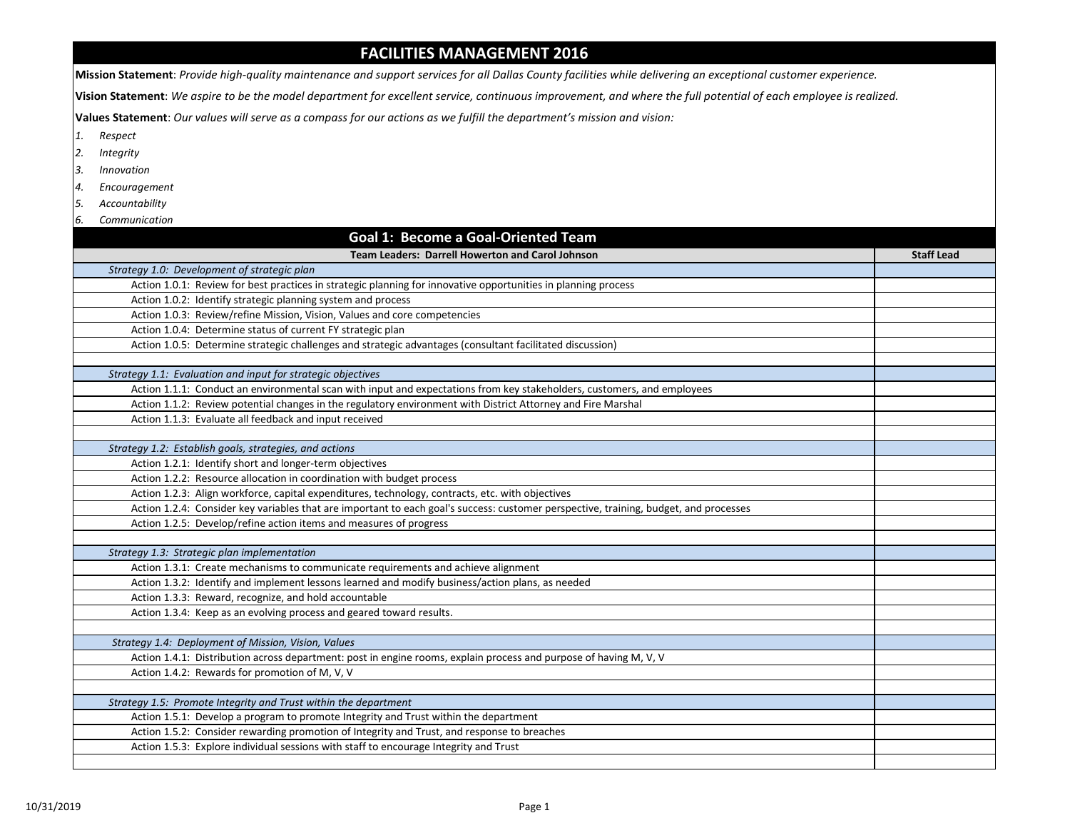# FACILITIES MANAGEMENT 2016

**Mission Statement**: *Provide high-quality maintenance and support services for all Dallas County facilities while delivering an exceptional customer experience.*

**Vision Statement**: *We aspire to be the model department for excellent service, continuous improvement, and where the full potential of each employee is realized.*

**Values Statement**: *Our values will serve as a compass for our actions as we fulfill the department's mission and vision:*

1. *Respect*
2. *Integrity*
3. *Innovation*
4. *Encouragement*
5. *Accountability*
6. *Communication*

## Goal 1: Become a Goal-Oriented Team

| Team Leaders: Darrell Howerton and Carol Johnson | Staff Lead |
|---|---|
| *Strategy 1.0: Development of strategic plan* | |
| Action 1.0.1: Review for best practices in strategic planning for innovative opportunities in planning process | |
| Action 1.0.2: Identify strategic planning system and process | |
| Action 1.0.3: Review/refine Mission, Vision, Values and core competencies | |
| Action 1.0.4: Determine status of current FY strategic plan | |
| Action 1.0.5: Determine strategic challenges and strategic advantages (consultant facilitated discussion) | |
| | |
| *Strategy 1.1: Evaluation and input for strategic objectives* | |
| Action 1.1.1: Conduct an environmental scan with input and expectations from key stakeholders, customers, and employees | |
| Action 1.1.2: Review potential changes in the regulatory environment with District Attorney and Fire Marshal | |
| Action 1.1.3: Evaluate all feedback and input received | |
| | |
| *Strategy 1.2: Establish goals, strategies, and actions* | |
| Action 1.2.1: Identify short and longer-term objectives | |
| Action 1.2.2: Resource allocation in coordination with budget process | |
| Action 1.2.3: Align workforce, capital expenditures, technology, contracts, etc. with objectives | |
| Action 1.2.4: Consider key variables that are important to each goal's success: customer perspective, training, budget, and processes | |
| Action 1.2.5: Develop/refine action items and measures of progress | |
| | |
| *Strategy 1.3: Strategic plan implementation* | |
| Action 1.3.1: Create mechanisms to communicate requirements and achieve alignment | |
| Action 1.3.2: Identify and implement lessons learned and modify business/action plans, as needed | |
| Action 1.3.3: Reward, recognize, and hold accountable | |
| Action 1.3.4: Keep as an evolving process and geared toward results. | |
| | |
| *Strategy 1.4: Deployment of Mission, Vision, Values* | |
| Action 1.4.1: Distribution across department: post in engine rooms, explain process and purpose of having M, V, V | |
| Action 1.4.2: Rewards for promotion of M, V, V | |
| | |
| *Strategy 1.5: Promote Integrity and Trust within the department* | |
| Action 1.5.1: Develop a program to promote Integrity and Trust within the department | |
| Action 1.5.2: Consider rewarding promotion of Integrity and Trust, and response to breaches | |
| Action 1.5.3: Explore individual sessions with staff to encourage Integrity and Trust | |
| | |

10/31/2019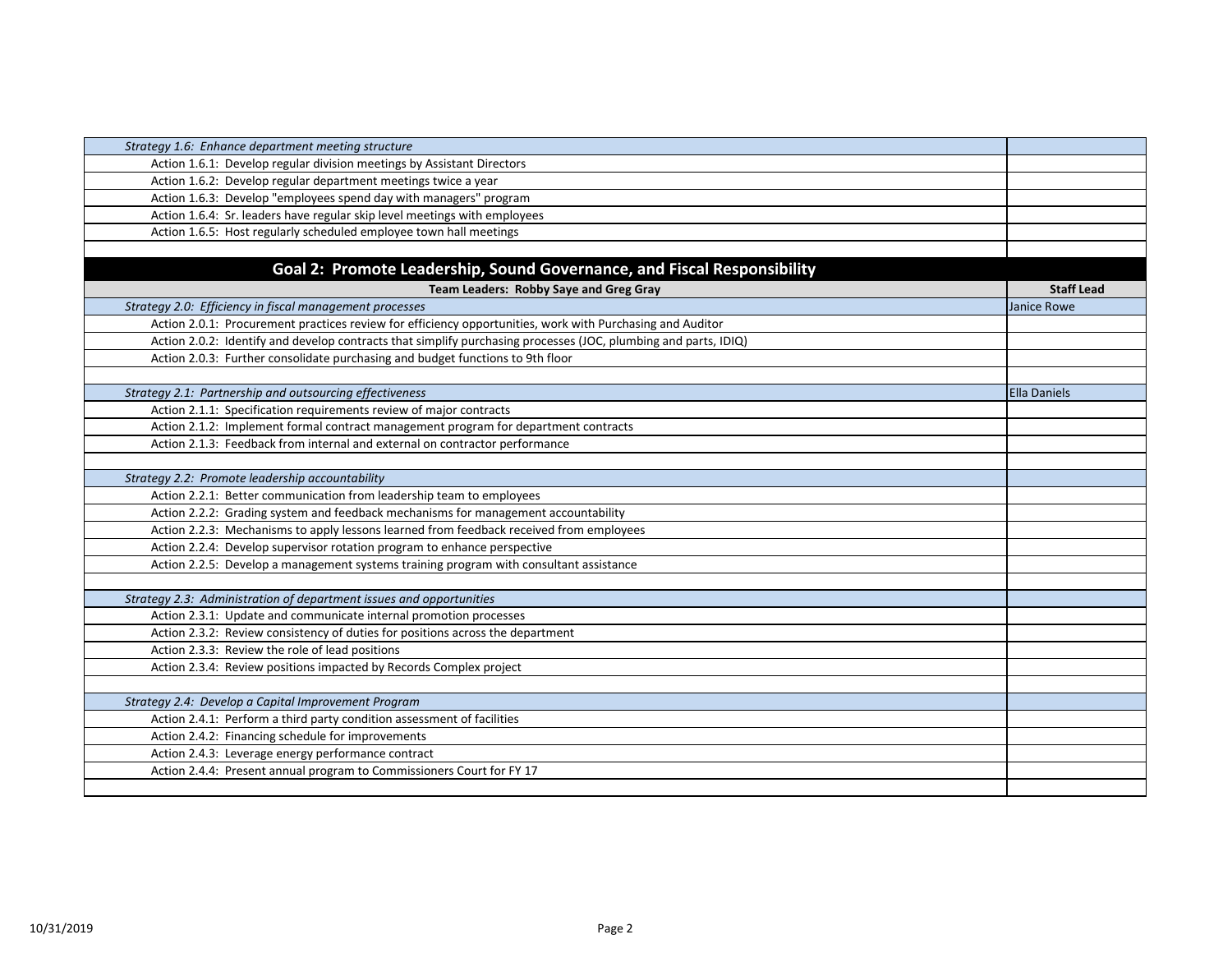| | |
|---|---|
| *Strategy 1.6: Enhance department meeting structure* | |
| Action 1.6.1: Develop regular division meetings by Assistant Directors | |
| Action 1.6.2: Develop regular department meetings twice a year | |
| Action 1.6.3: Develop "employees spend day with managers" program | |
| Action 1.6.4: Sr. leaders have regular skip level meetings with employees | |
| Action 1.6.5: Host regularly scheduled employee town hall meetings | |
| | |
| **Goal 2: Promote Leadership, Sound Governance, and Fiscal Responsibility** | |
| **Team Leaders: Robby Saye and Greg Gray** | **Staff Lead** |
| *Strategy 2.0: Efficiency in fiscal management processes* | Janice Rowe |
| Action 2.0.1: Procurement practices review for efficiency opportunities, work with Purchasing and Auditor | |
| Action 2.0.2: Identify and develop contracts that simplify purchasing processes (JOC, plumbing and parts, IDIQ) | |
| Action 2.0.3: Further consolidate purchasing and budget functions to 9th floor | |
| | |
| *Strategy 2.1: Partnership and outsourcing effectiveness* | Ella Daniels |
| Action 2.1.1: Specification requirements review of major contracts | |
| Action 2.1.2: Implement formal contract management program for department contracts | |
| Action 2.1.3: Feedback from internal and external on contractor performance | |
| | |
| *Strategy 2.2: Promote leadership accountability* | |
| Action 2.2.1: Better communication from leadership team to employees | |
| Action 2.2.2: Grading system and feedback mechanisms for management accountability | |
| Action 2.2.3: Mechanisms to apply lessons learned from feedback received from employees | |
| Action 2.2.4: Develop supervisor rotation program to enhance perspective | |
| Action 2.2.5: Develop a management systems training program with consultant assistance | |
| | |
| *Strategy 2.3: Administration of department issues and opportunities* | |
| Action 2.3.1: Update and communicate internal promotion processes | |
| Action 2.3.2: Review consistency of duties for positions across the department | |
| Action 2.3.3: Review the role of lead positions | |
| Action 2.3.4: Review positions impacted by Records Complex project | |
| | |
| *Strategy 2.4: Develop a Capital Improvement Program* | |
| Action 2.4.1: Perform a third party condition assessment of facilities | |
| Action 2.4.2: Financing schedule for improvements | |
| Action 2.4.3: Leverage energy performance contract | |
| Action 2.4.4: Present annual program to Commissioners Court for FY 17 | |
| | |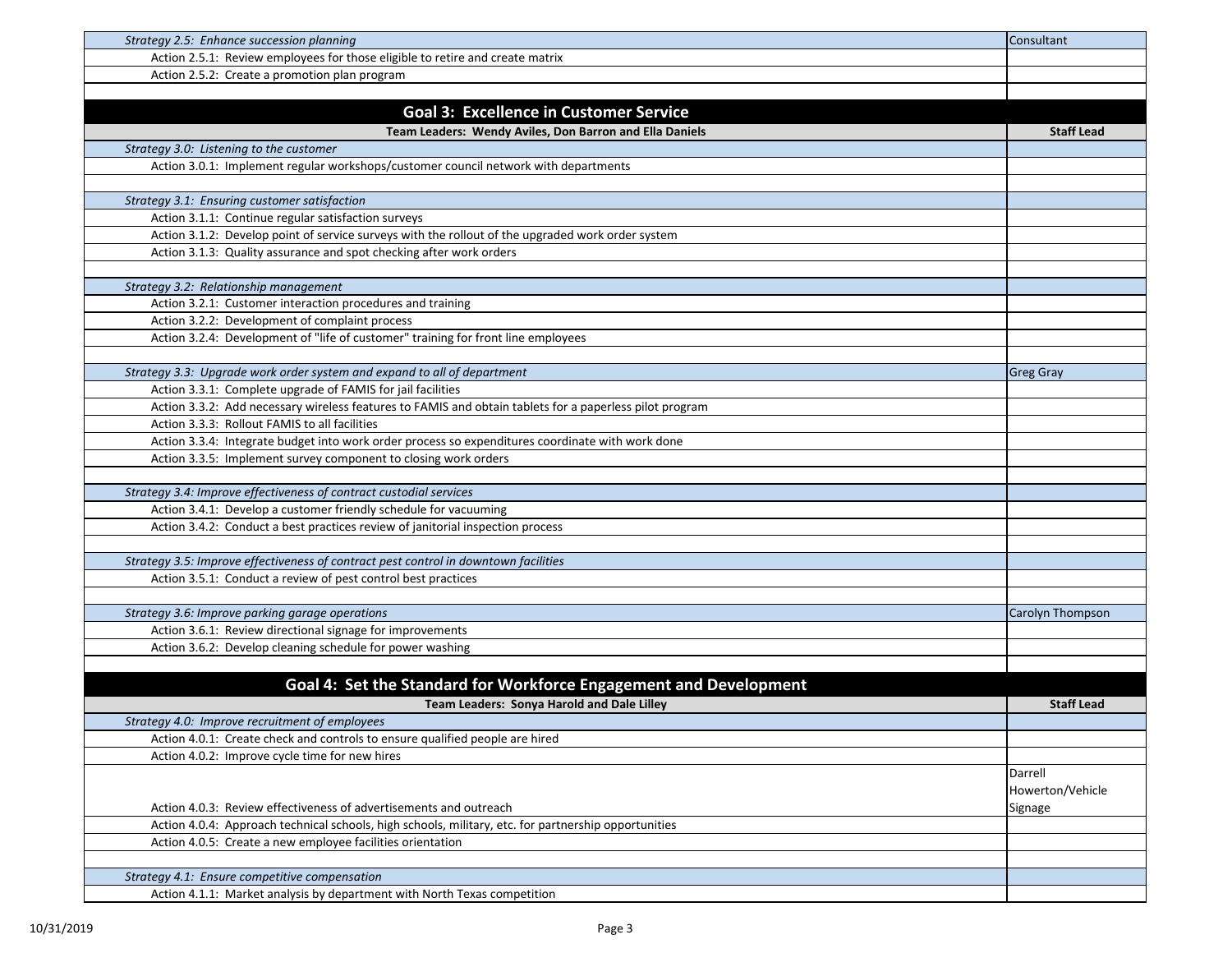| | |
|---|---|
| *Strategy 2.5: Enhance succession planning* | Consultant |
| Action 2.5.1: Review employees for those eligible to retire and create matrix | |
| Action 2.5.2: Create a promotion plan program | |
| | |

## Goal 3: Excellence in Customer Service

| **Team Leaders: Wendy Aviles, Don Barron and Ella Daniels** | **Staff Lead** |
|---|---|
| *Strategy 3.0: Listening to the customer* | |
| Action 3.0.1: Implement regular workshops/customer council network with departments | |
| | |
| *Strategy 3.1: Ensuring customer satisfaction* | |
| Action 3.1.1: Continue regular satisfaction surveys | |
| Action 3.1.2: Develop point of service surveys with the rollout of the upgraded work order system | |
| Action 3.1.3: Quality assurance and spot checking after work orders | |
| | |
| *Strategy 3.2: Relationship management* | |
| Action 3.2.1: Customer interaction procedures and training | |
| Action 3.2.2: Development of complaint process | |
| Action 3.2.4: Development of "life of customer" training for front line employees | |
| | |
| *Strategy 3.3: Upgrade work order system and expand to all of department* | Greg Gray |
| Action 3.3.1: Complete upgrade of FAMIS for jail facilities | |
| Action 3.3.2: Add necessary wireless features to FAMIS and obtain tablets for a paperless pilot program | |
| Action 3.3.3: Rollout FAMIS to all facilities | |
| Action 3.3.4: Integrate budget into work order process so expenditures coordinate with work done | |
| Action 3.3.5: Implement survey component to closing work orders | |
| | |
| *Strategy 3.4: Improve effectiveness of contract custodial services* | |
| Action 3.4.1: Develop a customer friendly schedule for vacuuming | |
| Action 3.4.2: Conduct a best practices review of janitorial inspection process | |
| | |
| *Strategy 3.5: Improve effectiveness of contract pest control in downtown facilities* | |
| Action 3.5.1: Conduct a review of pest control best practices | |
| | |
| *Strategy 3.6: Improve parking garage operations* | Carolyn Thompson |
| Action 3.6.1: Review directional signage for improvements | |
| Action 3.6.2: Develop cleaning schedule for power washing | |
| | |

## Goal 4: Set the Standard for Workforce Engagement and Development

| **Team Leaders: Sonya Harold and Dale Lilley** | **Staff Lead** |
|---|---|
| *Strategy 4.0: Improve recruitment of employees* | |
| Action 4.0.1: Create check and controls to ensure qualified people are hired | |
| Action 4.0.2: Improve cycle time for new hires | |
| Action 4.0.3: Review effectiveness of advertisements and outreach | Darrell Howerton/Vehicle Signage |
| Action 4.0.4: Approach technical schools, high schools, military, etc. for partnership opportunities | |
| Action 4.0.5: Create a new employee facilities orientation | |
| | |
| *Strategy 4.1: Ensure competitive compensation* | |
| Action 4.1.1: Market analysis by department with North Texas competition | |

10/31/2019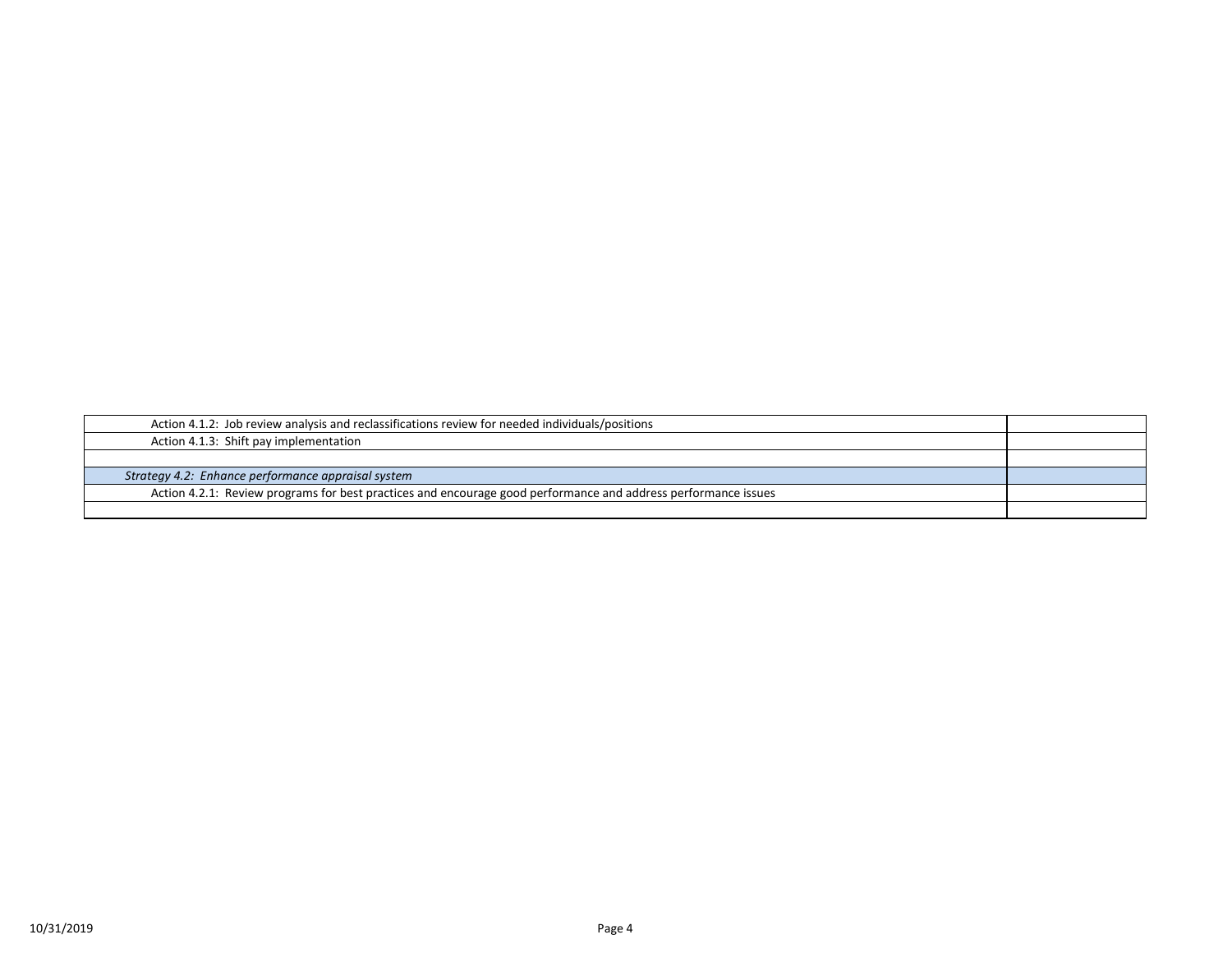| | |
|---|---|
| Action 4.1.2: Job review analysis and reclassifications review for needed individuals/positions | |
| Action 4.1.3: Shift pay implementation | |
| | |
| *Strategy 4.2: Enhance performance appraisal system* | |
| Action 4.2.1: Review programs for best practices and encourage good performance and address performance issues | |
| | |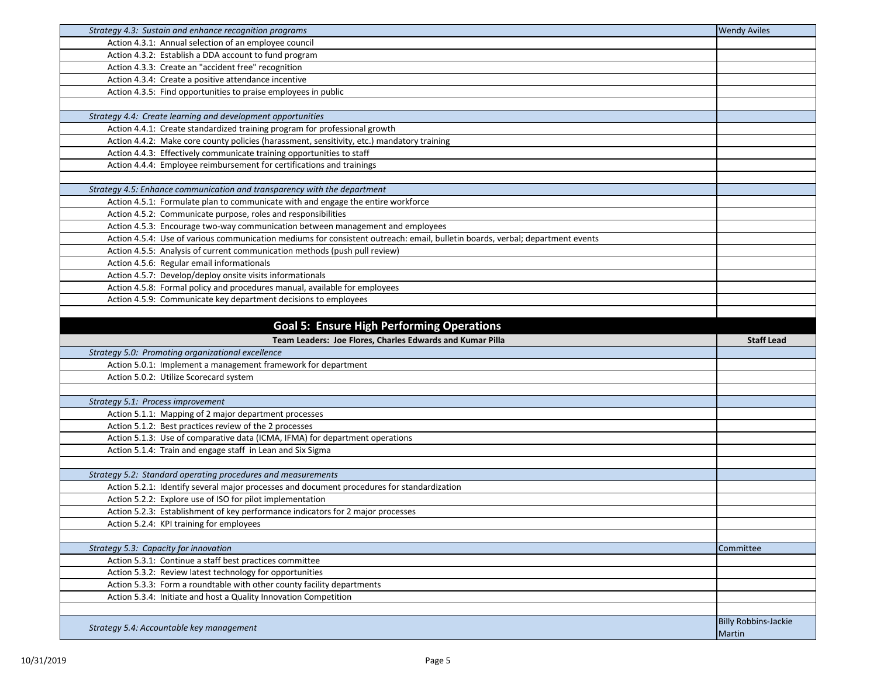| | |
|---|---|
| *Strategy 4.3: Sustain and enhance recognition programs* | Wendy Aviles |
| Action 4.3.1: Annual selection of an employee council | |
| Action 4.3.2: Establish a DDA account to fund program | |
| Action 4.3.3: Create an "accident free" recognition | |
| Action 4.3.4: Create a positive attendance incentive | |
| Action 4.3.5: Find opportunities to praise employees in public | |
| | |
| *Strategy 4.4: Create learning and development opportunities* | |
| Action 4.4.1: Create standardized training program for professional growth | |
| Action 4.4.2: Make core county policies (harassment, sensitivity, etc.) mandatory training | |
| Action 4.4.3: Effectively communicate training opportunities to staff | |
| Action 4.4.4: Employee reimbursement for certifications and trainings | |
| | |
| *Strategy 4.5: Enhance communication and transparency with the department* | |
| Action 4.5.1: Formulate plan to communicate with and engage the entire workforce | |
| Action 4.5.2: Communicate purpose, roles and responsibilities | |
| Action 4.5.3: Encourage two-way communication between management and employees | |
| Action 4.5.4: Use of various communication mediums for consistent outreach: email, bulletin boards, verbal; department events | |
| Action 4.5.5: Analysis of current communication methods (push pull review) | |
| Action 4.5.6: Regular email informationals | |
| Action 4.5.7: Develop/deploy onsite visits informationals | |
| Action 4.5.8: Formal policy and procedures manual, available for employees | |
| Action 4.5.9: Communicate key department decisions to employees | |

## Goal 5: Ensure High Performing Operations

| Team Leaders: Joe Flores, Charles Edwards and Kumar Pilla | Staff Lead |
|---|---|
| *Strategy 5.0: Promoting organizational excellence* | |
| Action 5.0.1: Implement a management framework for department | |
| Action 5.0.2: Utilize Scorecard system | |
| | |
| *Strategy 5.1: Process improvement* | |
| Action 5.1.1: Mapping of 2 major department processes | |
| Action 5.1.2: Best practices review of the 2 processes | |
| Action 5.1.3: Use of comparative data (ICMA, IFMA) for department operations | |
| Action 5.1.4: Train and engage staff in Lean and Six Sigma | |
| | |
| *Strategy 5.2: Standard operating procedures and measurements* | |
| Action 5.2.1: Identify several major processes and document procedures for standardization | |
| Action 5.2.2: Explore use of ISO for pilot implementation | |
| Action 5.2.3: Establishment of key performance indicators for 2 major processes | |
| Action 5.2.4: KPI training for employees | |
| | |
| *Strategy 5.3: Capacity for innovation* | Committee |
| Action 5.3.1: Continue a staff best practices committee | |
| Action 5.3.2: Review latest technology for opportunities | |
| Action 5.3.3: Form a roundtable with other county facility departments | |
| Action 5.3.4: Initiate and host a Quality Innovation Competition | |
| | |
| *Strategy 5.4: Accountable key management* | Billy Robbins-Jackie Martin |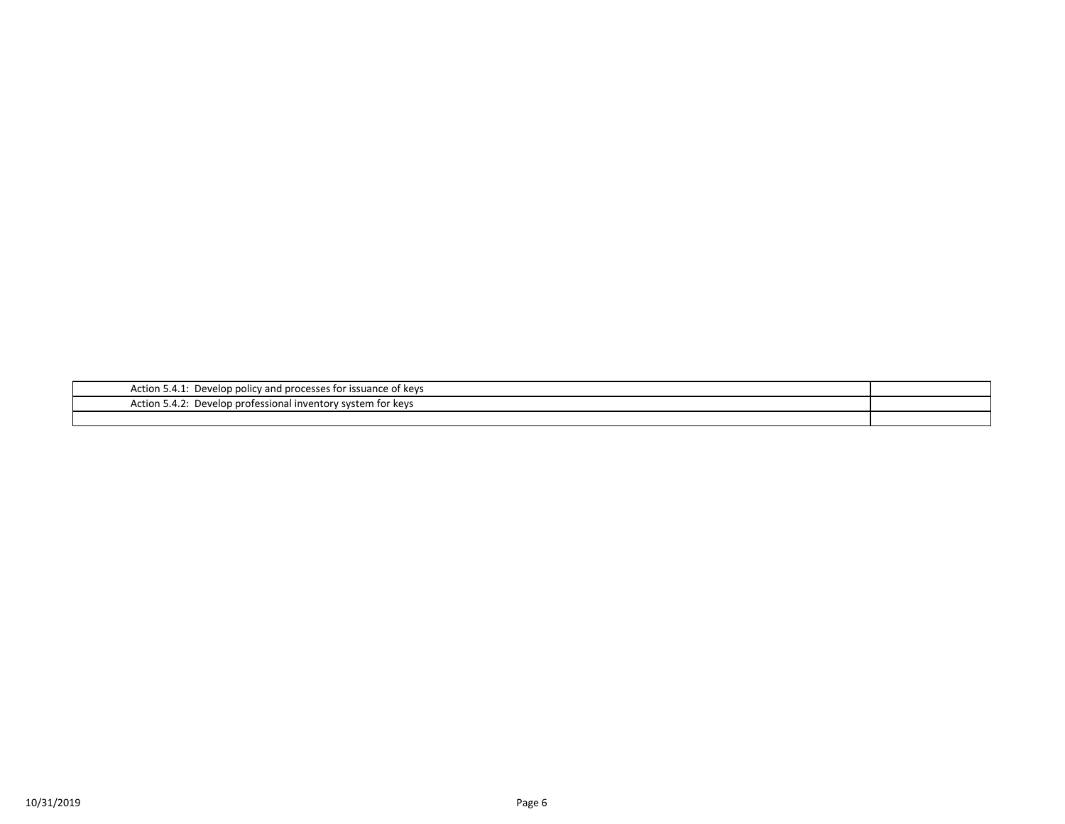| | |
|---|---|
| Action 5.4.1: Develop policy and processes for issuance of keys | |
| Action 5.4.2: Develop professional inventory system for keys | |
| | |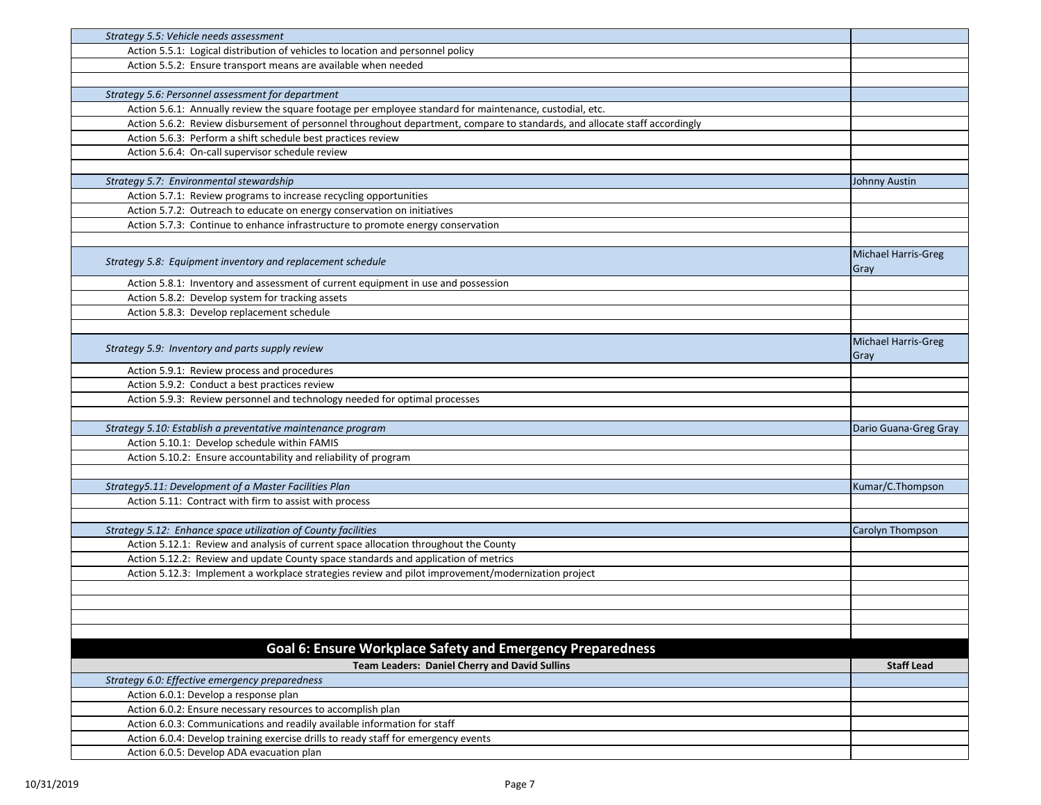| | |
|---|---|
| *Strategy 5.5: Vehicle needs assessment* | |
| Action 5.5.1: Logical distribution of vehicles to location and personnel policy | |
| Action 5.5.2: Ensure transport means are available when needed | |
| | |
| *Strategy 5.6: Personnel assessment for department* | |
| Action 5.6.1: Annually review the square footage per employee standard for maintenance, custodial, etc. | |
| Action 5.6.2: Review disbursement of personnel throughout department, compare to standards, and allocate staff accordingly | |
| Action 5.6.3: Perform a shift schedule best practices review | |
| Action 5.6.4: On-call supervisor schedule review | |
| | |
| *Strategy 5.7: Environmental stewardship* | Johnny Austin |
| Action 5.7.1: Review programs to increase recycling opportunities | |
| Action 5.7.2: Outreach to educate on energy conservation on initiatives | |
| Action 5.7.3: Continue to enhance infrastructure to promote energy conservation | |
| | |
| *Strategy 5.8: Equipment inventory and replacement schedule* | Michael Harris-Greg Gray |
| Action 5.8.1: Inventory and assessment of current equipment in use and possession | |
| Action 5.8.2: Develop system for tracking assets | |
| Action 5.8.3: Develop replacement schedule | |
| | |
| *Strategy 5.9: Inventory and parts supply review* | Michael Harris-Greg Gray |
| Action 5.9.1: Review process and procedures | |
| Action 5.9.2: Conduct a best practices review | |
| Action 5.9.3: Review personnel and technology needed for optimal processes | |
| | |
| *Strategy 5.10: Establish a preventative maintenance program* | Dario Guana-Greg Gray |
| Action 5.10.1: Develop schedule within FAMIS | |
| Action 5.10.2: Ensure accountability and reliability of program | |
| | |
| *Strategy5.11: Development of a Master Facilities Plan* | Kumar/C.Thompson |
| Action 5.11: Contract with firm to assist with process | |
| | |
| *Strategy 5.12: Enhance space utilization of County facilities* | Carolyn Thompson |
| Action 5.12.1: Review and analysis of current space allocation throughout the County | |
| Action 5.12.2: Review and update County space standards and application of metrics | |
| Action 5.12.3: Implement a workplace strategies review and pilot improvement/modernization project | |
| | |
| | |
| | |
| | |

## Goal 6: Ensure Workplace Safety and Emergency Preparedness

| Team Leaders: Daniel Cherry and David Sullins | Staff Lead |
|---|---|
| *Strategy 6.0: Effective emergency preparedness* | |
| Action 6.0.1: Develop a response plan | |
| Action 6.0.2: Ensure necessary resources to accomplish plan | |
| Action 6.0.3: Communications and readily available information for staff | |
| Action 6.0.4: Develop training exercise drills to ready staff for emergency events | |
| Action 6.0.5: Develop ADA evacuation plan | |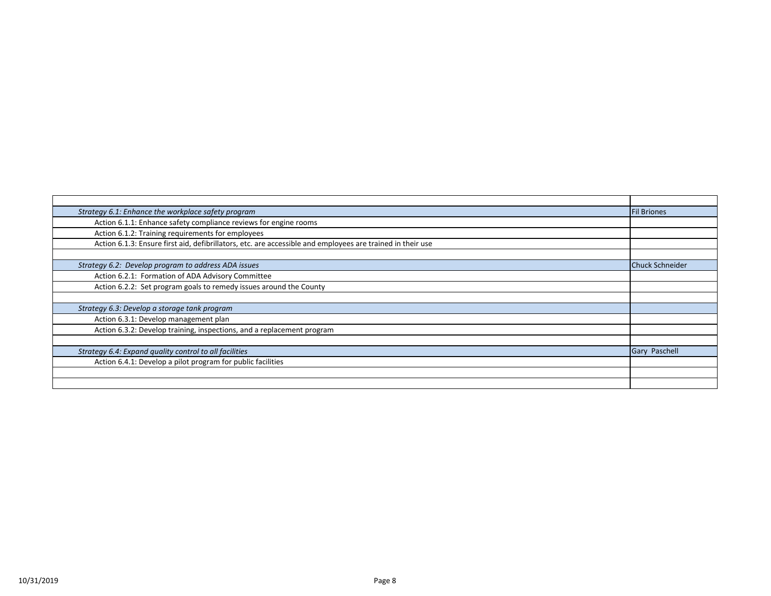| | |
|---|---|
| *Strategy 6.1: Enhance the workplace safety program* | Fil Briones |
| Action 6.1.1: Enhance safety compliance reviews for engine rooms | |
| Action 6.1.2: Training requirements for employees | |
| Action 6.1.3: Ensure first aid, defibrillators, etc. are accessible and employees are trained in their use | |
| | |
| *Strategy 6.2: Develop program to address ADA issues* | Chuck Schneider |
| Action 6.2.1: Formation of ADA Advisory Committee | |
| Action 6.2.2: Set program goals to remedy issues around the County | |
| | |
| *Strategy 6.3: Develop a storage tank program* | |
| Action 6.3.1: Develop management plan | |
| Action 6.3.2: Develop training, inspections, and a replacement program | |
| | |
| *Strategy 6.4: Expand quality control to all facilities* | Gary Paschell |
| Action 6.4.1: Develop a pilot program for public facilities | |
| | |
| | |

10/31/2019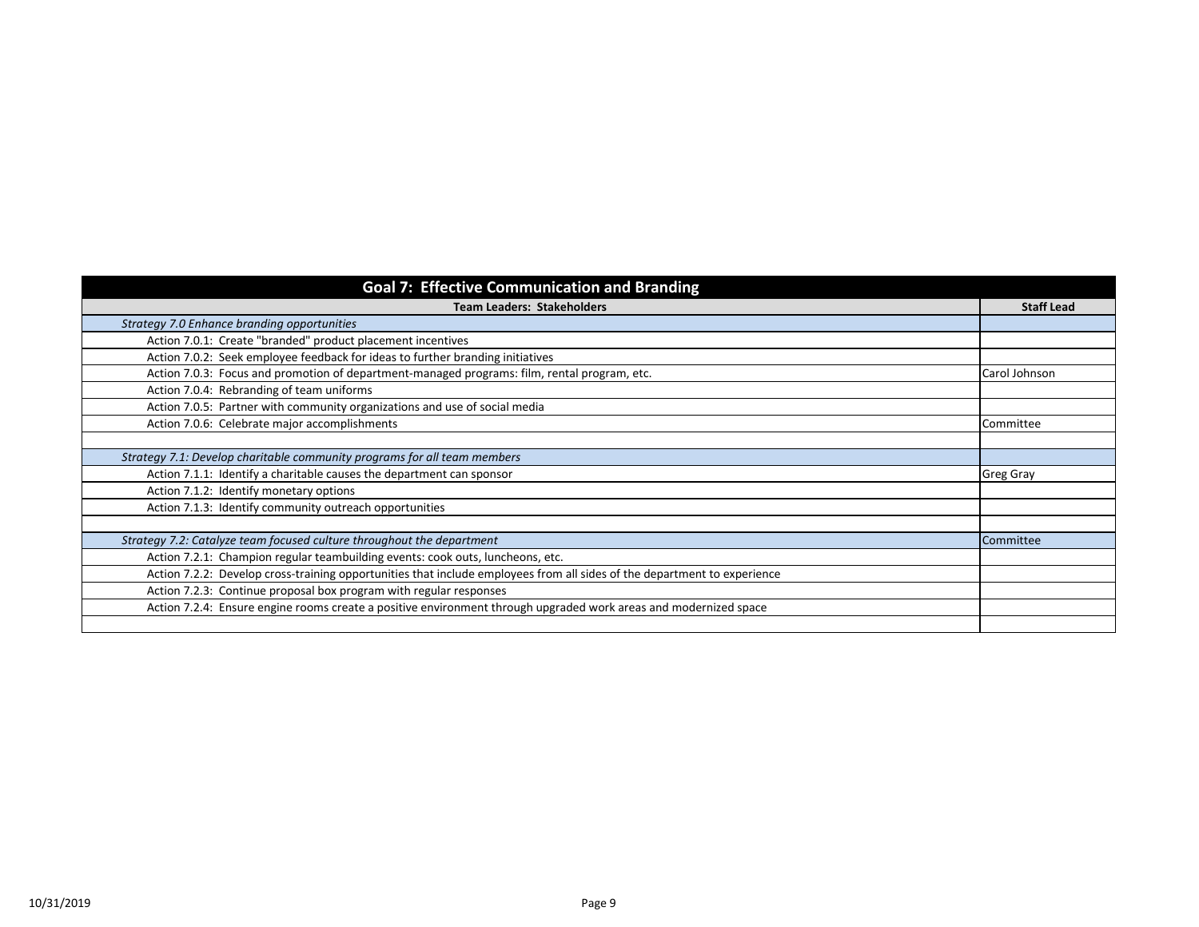| Goal 7: Effective Communication and Branding | |
|---|---|
| **Team Leaders: Stakeholders** | **Staff Lead** |
| *Strategy 7.0 Enhance branding opportunities* | |
| Action 7.0.1: Create "branded" product placement incentives | |
| Action 7.0.2: Seek employee feedback for ideas to further branding initiatives | |
| Action 7.0.3: Focus and promotion of department-managed programs: film, rental program, etc. | Carol Johnson |
| Action 7.0.4: Rebranding of team uniforms | |
| Action 7.0.5: Partner with community organizations and use of social media | |
| Action 7.0.6: Celebrate major accomplishments | Committee |
| | |
| *Strategy 7.1: Develop charitable community programs for all team members* | |
| Action 7.1.1: Identify a charitable causes the department can sponsor | Greg Gray |
| Action 7.1.2: Identify monetary options | |
| Action 7.1.3: Identify community outreach opportunities | |
| | |
| *Strategy 7.2: Catalyze team focused culture throughout the department* | Committee |
| Action 7.2.1: Champion regular teambuilding events: cook outs, luncheons, etc. | |
| Action 7.2.2: Develop cross-training opportunities that include employees from all sides of the department to experience | |
| Action 7.2.3: Continue proposal box program with regular responses | |
| Action 7.2.4: Ensure engine rooms create a positive environment through upgraded work areas and modernized space | |
| | |

10/31/2019